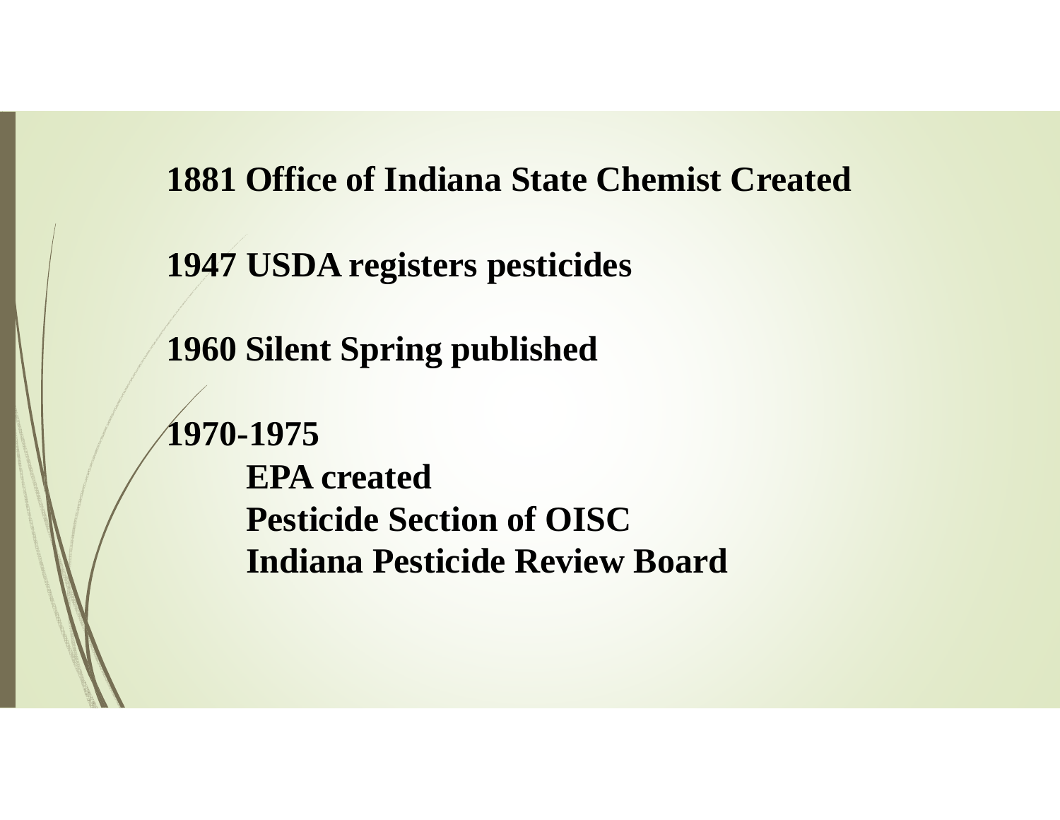**1881 Office of Indiana State Chemist Created**

**1947 USDA registers pesticides**

**1960 Silent Spring published**

**1970-1975**

- **EPA created**
- **Pesticide Section of OISC**
- **Indiana Pesticide Review Board**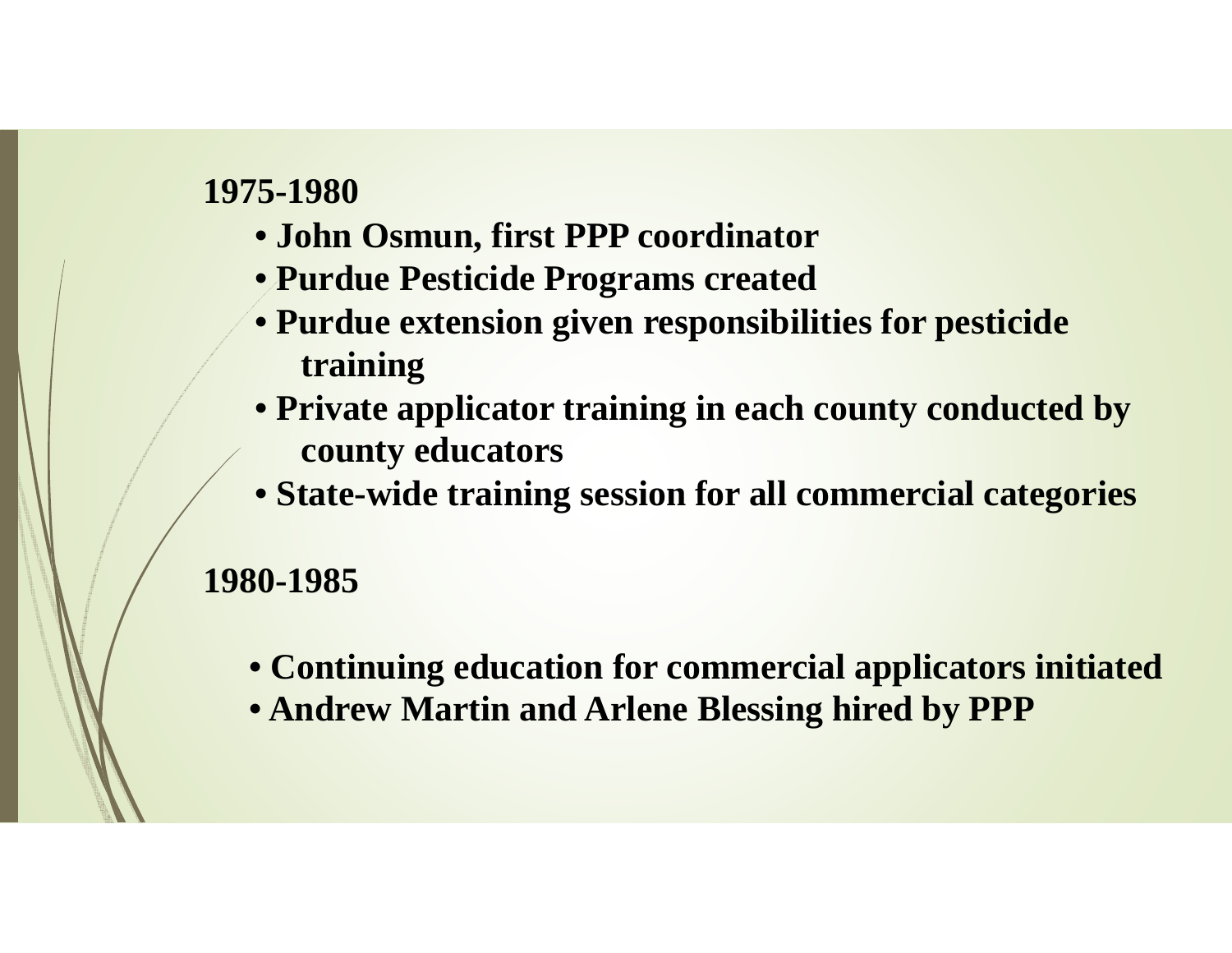**1975-1980**

- **John Osmun, first PPP coordinator**
- **Purdue Pesticide Programs created**
- **Purdue extension given responsibilities for pesticide training**
- **Private applicator training in each county conducted by county educators**
- **State-wide training session for all commercial categories**

**1980-1985**

- **Continuing education for commercial applicators initiated**
- **Andrew Martin and Arlene Blessing hired by PPP**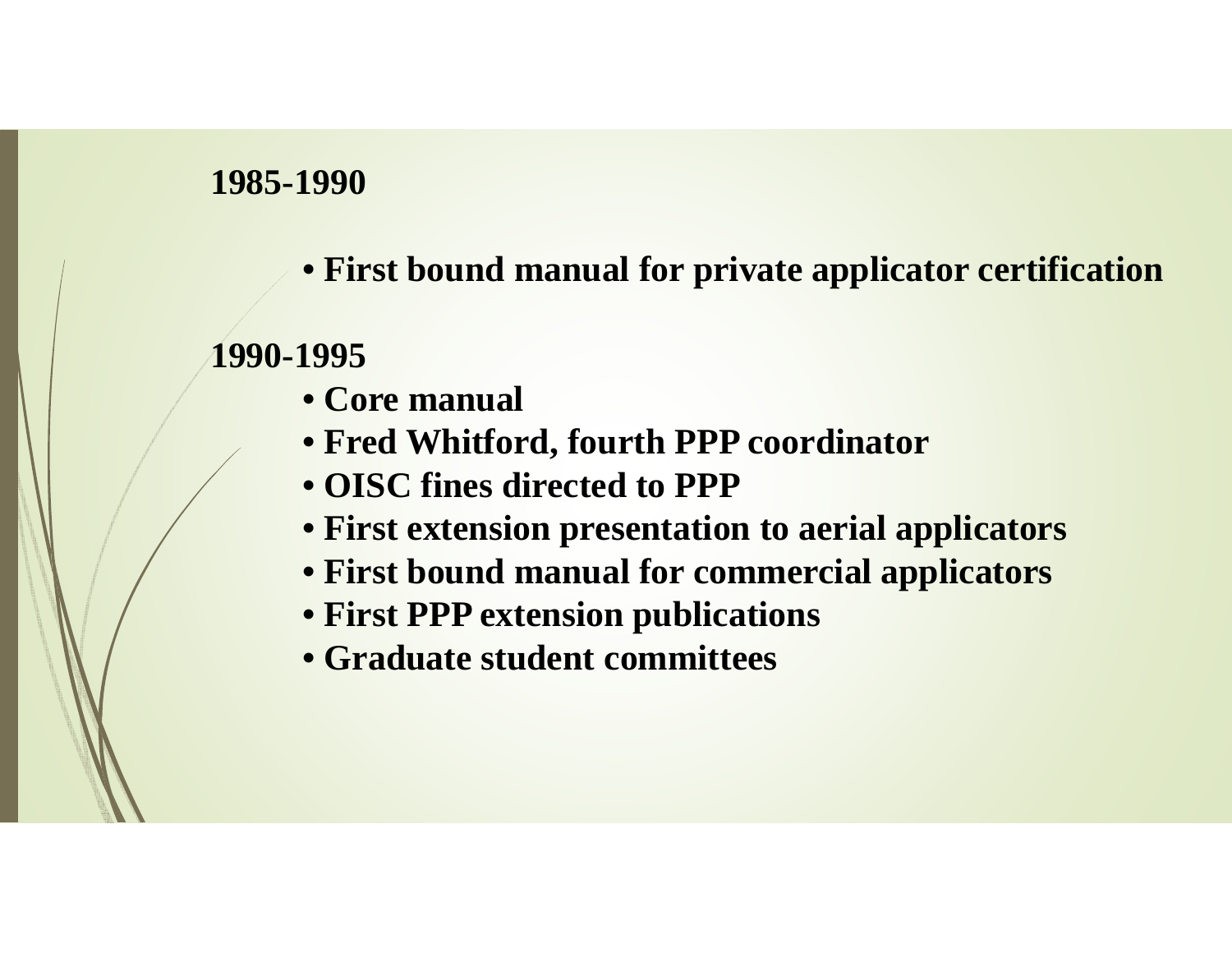**1985-1990**

- **First bound manual for private applicator certification**

**1990-1995**

- **Core manual**
- **Fred Whitford, fourth PPP coordinator**
- **OISC fines directed to PPP**
- **First extension presentation to aerial applicators**
- **First bound manual for commercial applicators**
- **First PPP extension publications**
- **Graduate student committees**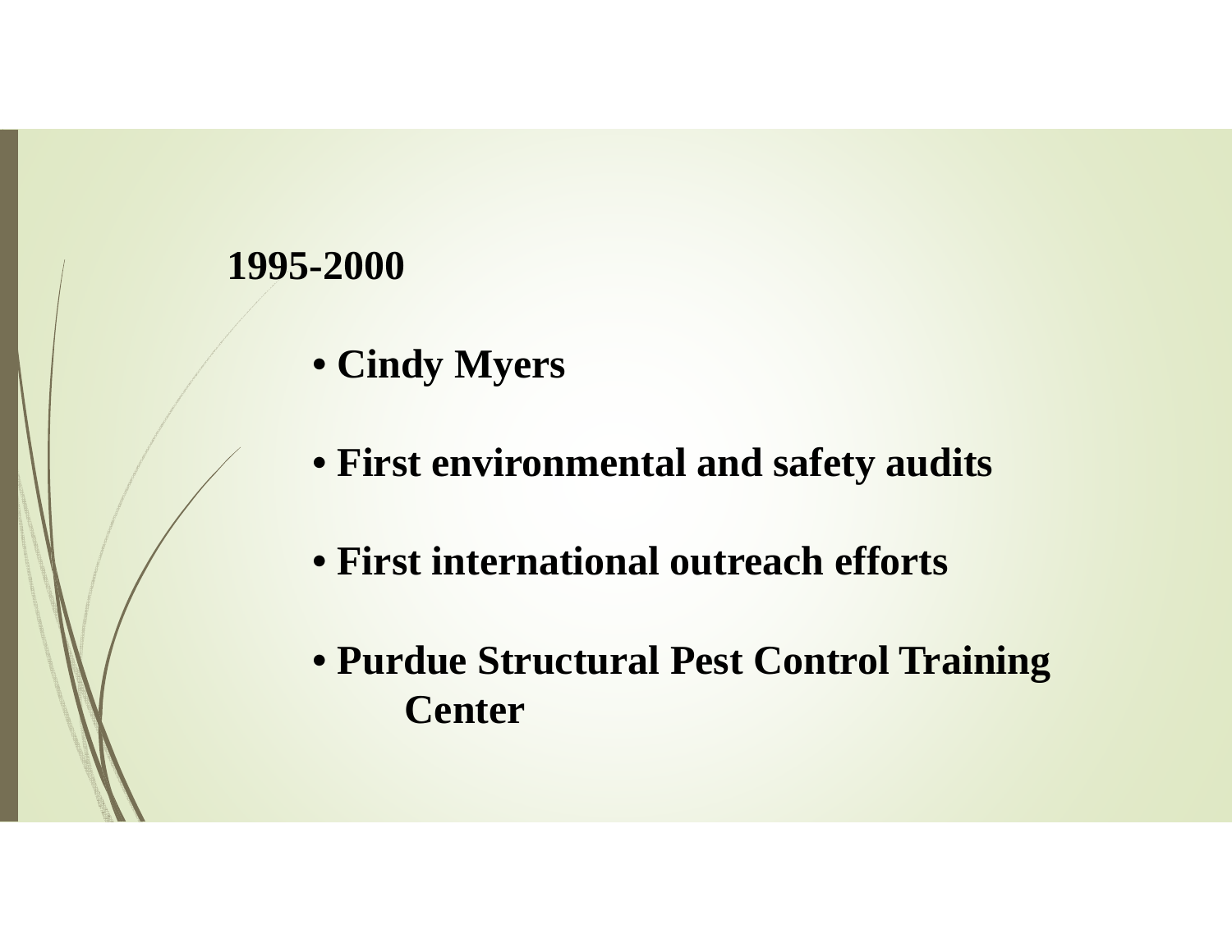**1995-2000**

- **Cindy Myers**
- **First environmental and safety audits**
- **First international outreach efforts**
- **Purdue Structural Pest Control Training Center**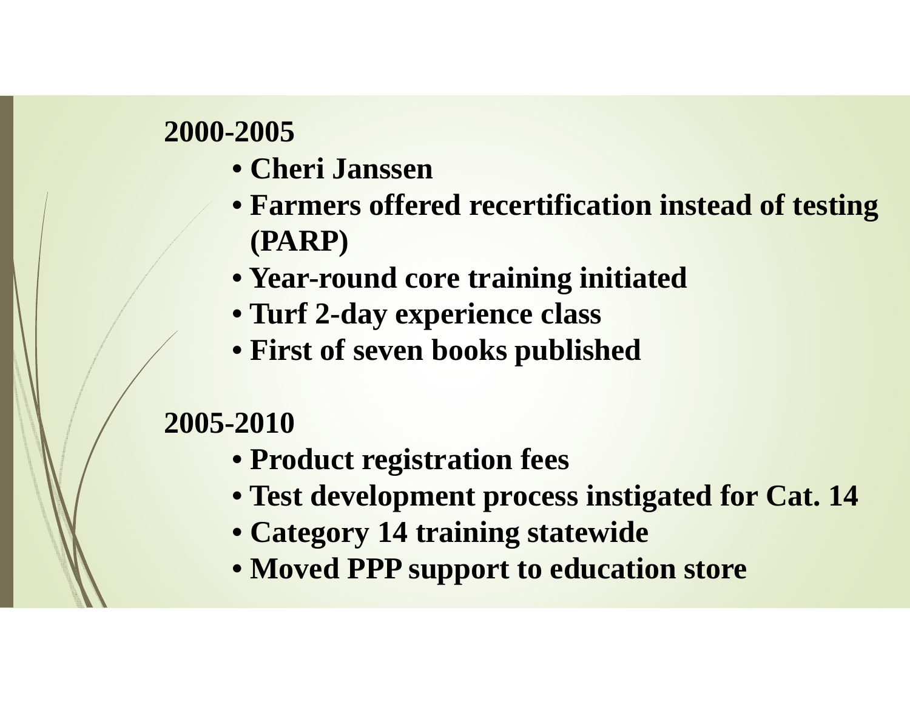**2000-2005**

- **Cheri Janssen**
- **Farmers offered recertification instead of testing (PARP)**
- **Year-round core training initiated**
- **Turf 2-day experience class**
- **First of seven books published**

**2005-2010**

- **Product registration fees**
- **Test development process instigated for Cat. 14**
- **Category 14 training statewide**
- **Moved PPP support to education store**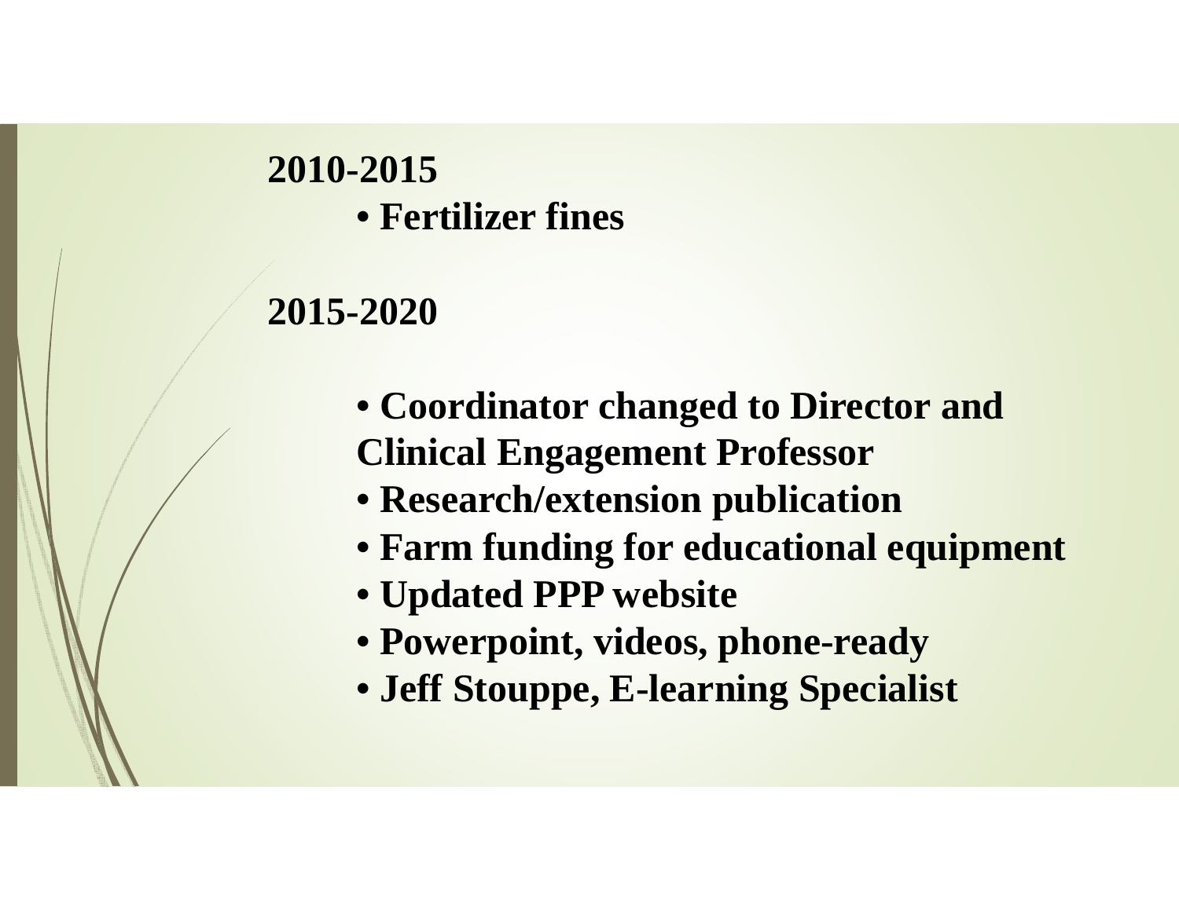**2010-2015**

- **Fertilizer fines**

**2015-2020**

- **Coordinator changed to Director and Clinical Engagement Professor**
- **Research/extension publication**
- **Farm funding for educational equipment**
- **Updated PPP website**
- **Powerpoint, videos, phone-ready**
- **Jeff Stouppe, E-learning Specialist**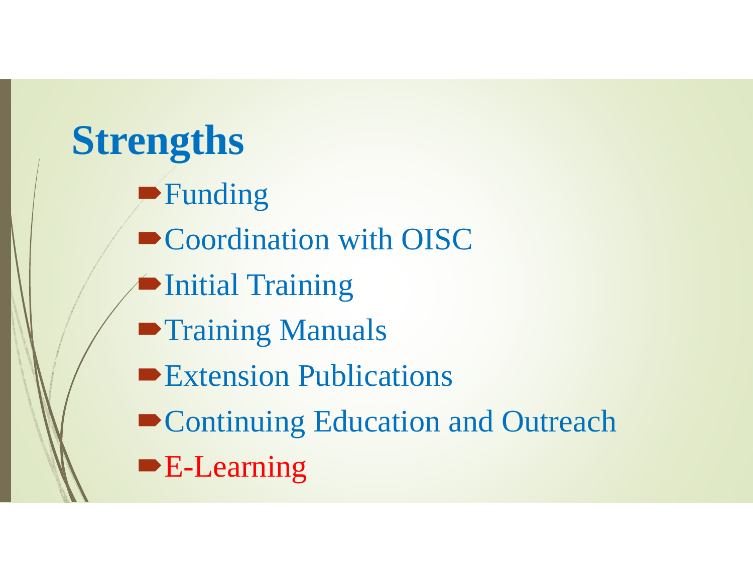# Strengths

- Funding
- Coordination with OISC
- Initial Training
- Training Manuals
- Extension Publications
- Continuing Education and Outreach
- E-Learning